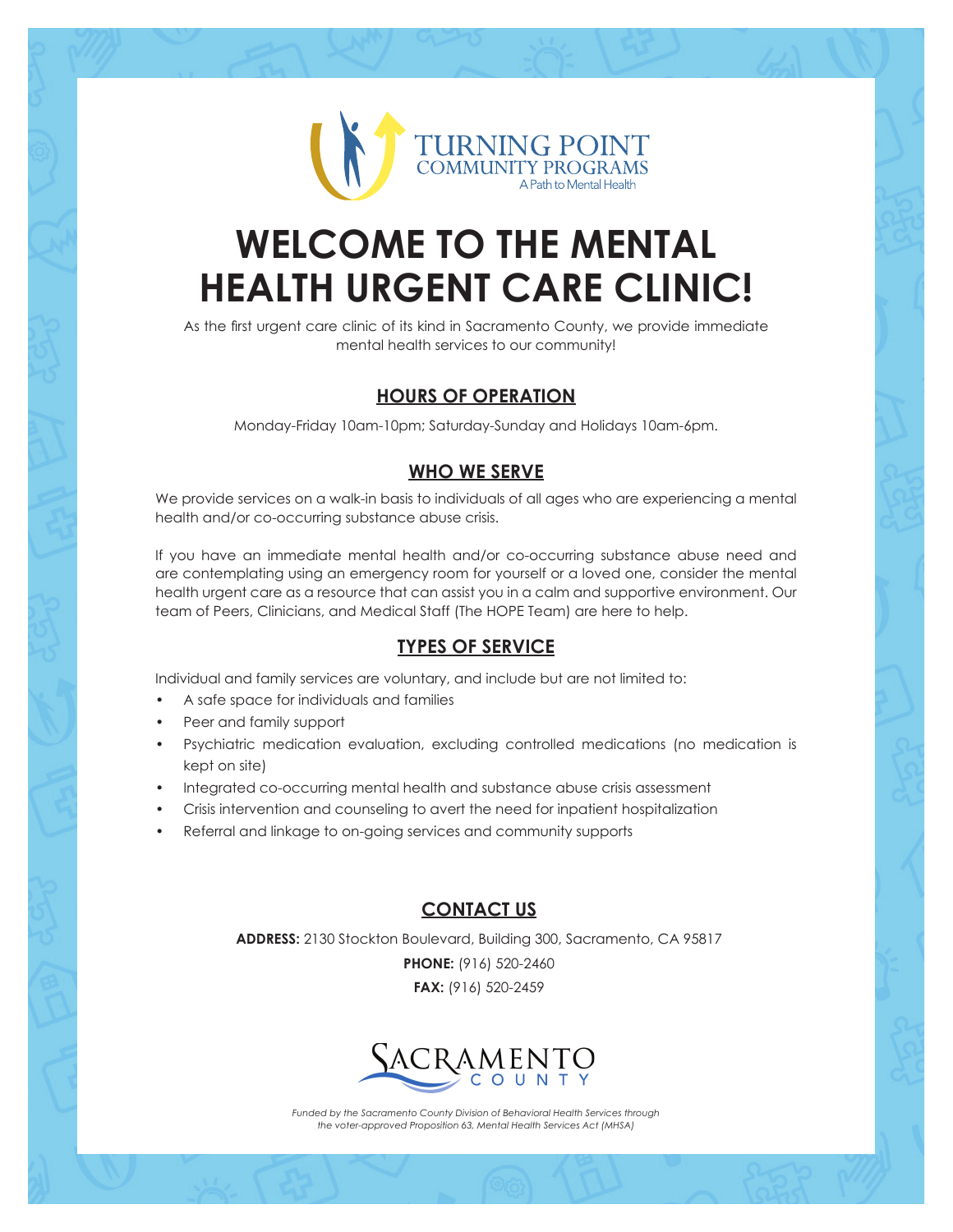TURNING POINT COMMUNITY PROGRAMS

A Path to Mental Health

# WELCOME TO THE MENTAL HEALTH URGENT CARE CLINIC!

As the first urgent care clinic of its kind in Sacramento County, we provide immediate mental health services to our community!

## HOURS OF OPERATION

Monday-Friday 10am-10pm; Saturday-Sunday and Holidays 10am-6pm.

## WHO WE SERVE

We provide services on a walk-in basis to individuals of all ages who are experiencing a mental health and/or co-occurring substance abuse crisis.

If you have an immediate mental health and/or co-occurring substance abuse need and are contemplating using an emergency room for yourself or a loved one, consider the mental health urgent care as a resource that can assist you in a calm and supportive environment. Our team of Peers, Clinicians, and Medical Staff (The HOPE Team) are here to help.

## TYPES OF SERVICE

Individual and family services are voluntary, and include but are not limited to:

- A safe space for individuals and families
- Peer and family support
- Psychiatric medication evaluation, excluding controlled medications (no medication is kept on site)
- Integrated co-occurring mental health and substance abuse crisis assessment
- Crisis intervention and counseling to avert the need for inpatient hospitalization
- Referral and linkage to on-going services and community supports

## CONTACT US

**ADDRESS:** 2130 Stockton Boulevard, Building 300, Sacramento, CA 95817

**PHONE:** (916) 520-2460

**FAX:** (916) 520-2459

SACRAMENTO COUNTY

*Funded by the Sacramento County Division of Behavioral Health Services through the voter-approved Proposition 63, Mental Health Services Act (MHSA)*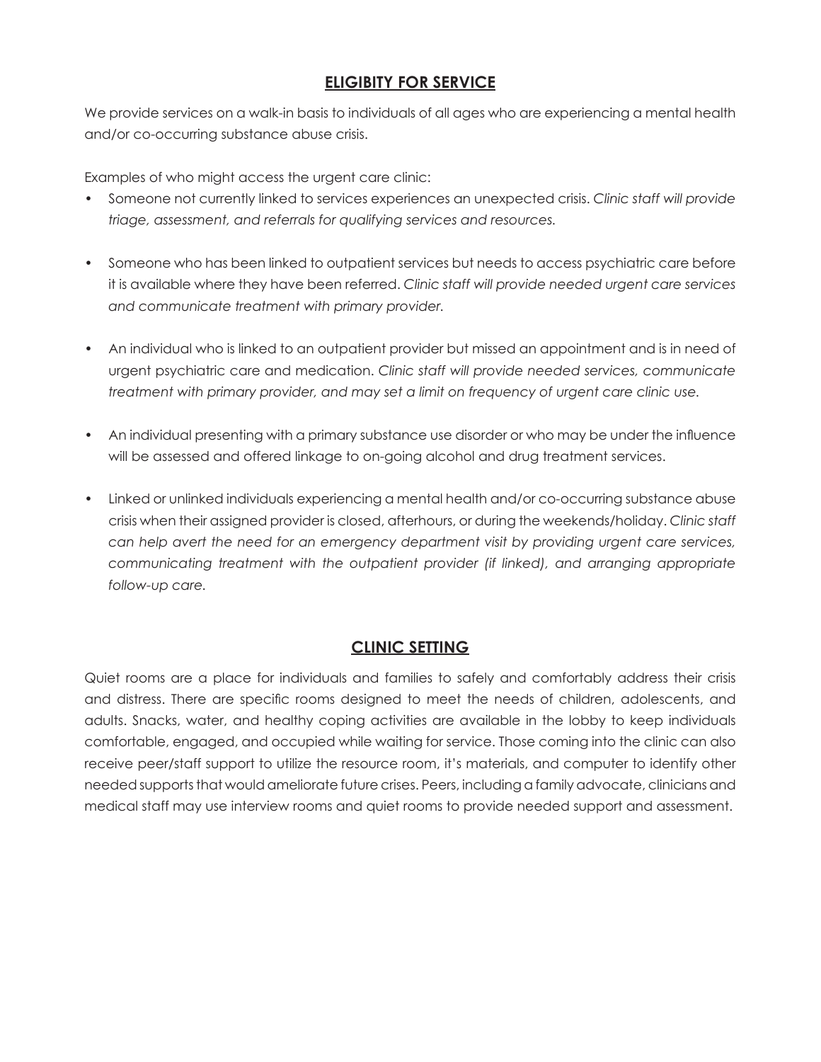## ELIGIBITY FOR SERVICE

We provide services on a walk-in basis to individuals of all ages who are experiencing a mental health and/or co-occurring substance abuse crisis.

Examples of who might access the urgent care clinic:

- Someone not currently linked to services experiences an unexpected crisis. *Clinic staff will provide triage, assessment, and referrals for qualifying services and resources.*
- Someone who has been linked to outpatient services but needs to access psychiatric care before it is available where they have been referred. *Clinic staff will provide needed urgent care services and communicate treatment with primary provider.*
- An individual who is linked to an outpatient provider but missed an appointment and is in need of urgent psychiatric care and medication. *Clinic staff will provide needed services, communicate treatment with primary provider, and may set a limit on frequency of urgent care clinic use.*
- An individual presenting with a primary substance use disorder or who may be under the influence will be assessed and offered linkage to on-going alcohol and drug treatment services.
- Linked or unlinked individuals experiencing a mental health and/or co-occurring substance abuse crisis when their assigned provider is closed, afterhours, or during the weekends/holiday. *Clinic staff can help avert the need for an emergency department visit by providing urgent care services, communicating treatment with the outpatient provider (if linked), and arranging appropriate follow-up care.*

## CLINIC SETTING

Quiet rooms are a place for individuals and families to safely and comfortably address their crisis and distress. There are specific rooms designed to meet the needs of children, adolescents, and adults. Snacks, water, and healthy coping activities are available in the lobby to keep individuals comfortable, engaged, and occupied while waiting for service. Those coming into the clinic can also receive peer/staff support to utilize the resource room, it's materials, and computer to identify other needed supports that would ameliorate future crises. Peers, including a family advocate, clinicians and medical staff may use interview rooms and quiet rooms to provide needed support and assessment.